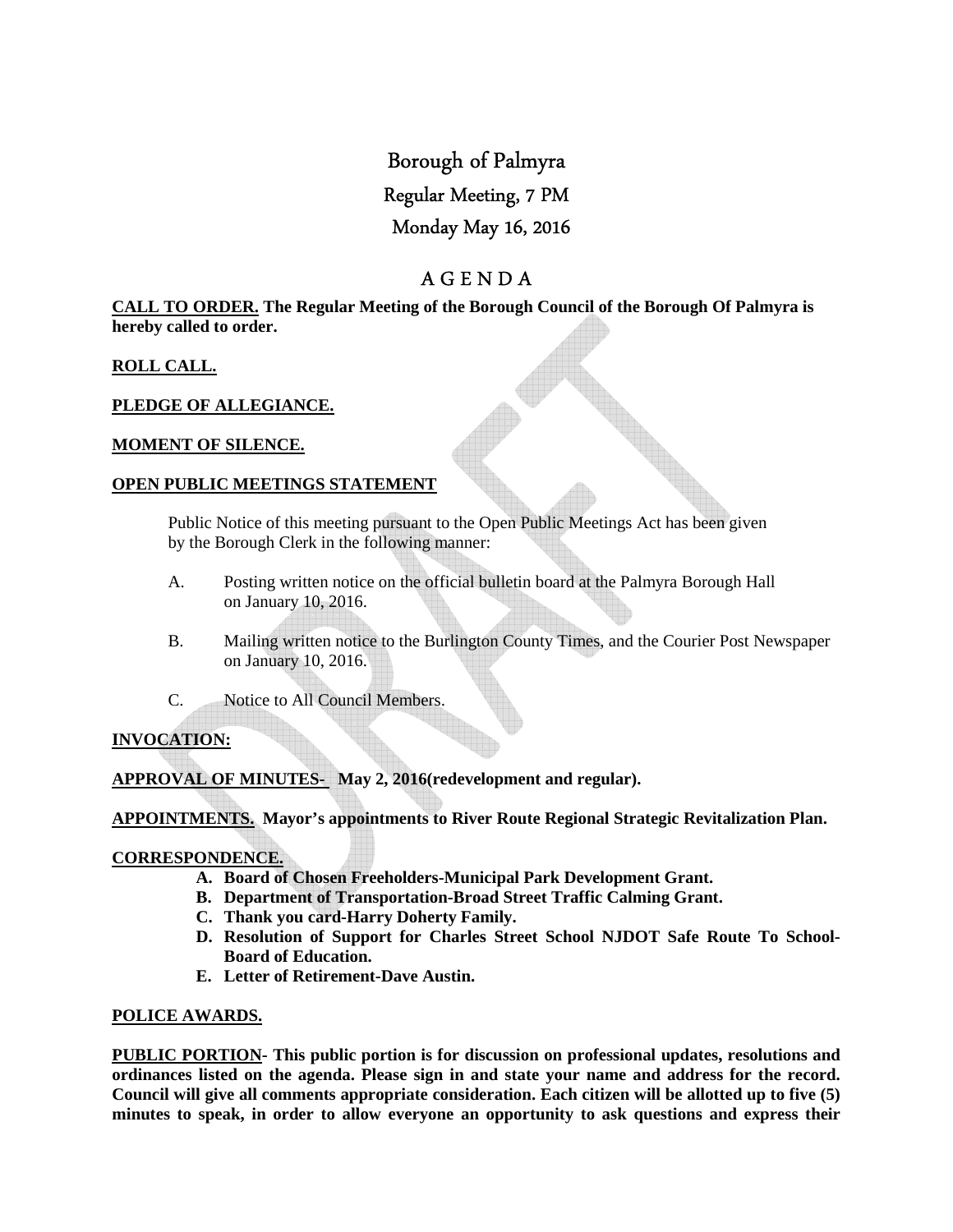# Borough of Palmyra

## Regular Meeting, 7 PM

## Monday May 16, 2016

## A G E N D A

**CALL TO ORDER. The Regular Meeting of the Borough Council of the Borough Of Palmyra is hereby called to order.**

**ROLL CALL.**

**PLEDGE OF ALLEGIANCE.**

**MOMENT OF SILENCE.**

**OPEN PUBLIC MEETINGS STATEMENT**

Public Notice of this meeting pursuant to the Open Public Meetings Act has been given by the Borough Clerk in the following manner:

A. Posting written notice on the official bulletin board at the Palmyra Borough Hall on January 10, 2016.

B. Mailing written notice to the Burlington County Times, and the Courier Post Newspaper on January 10, 2016.

C. Notice to All Council Members.

**INVOCATION:**

**APPROVAL OF MINUTES- May 2, 2016(redevelopment and regular).**

**APPOINTMENTS. Mayor's appointments to River Route Regional Strategic Revitalization Plan.**

**CORRESPONDENCE.**

- **A. Board of Chosen Freeholders-Municipal Park Development Grant.**
- **B. Department of Transportation-Broad Street Traffic Calming Grant.**
- **C. Thank you card-Harry Doherty Family.**
- **D. Resolution of Support for Charles Street School NJDOT Safe Route To School-Board of Education.**
- **E. Letter of Retirement-Dave Austin.**

**POLICE AWARDS.**

**PUBLIC PORTION- This public portion is for discussion on professional updates, resolutions and ordinances listed on the agenda. Please sign in and state your name and address for the record. Council will give all comments appropriate consideration. Each citizen will be allotted up to five (5) minutes to speak, in order to allow everyone an opportunity to ask questions and express their**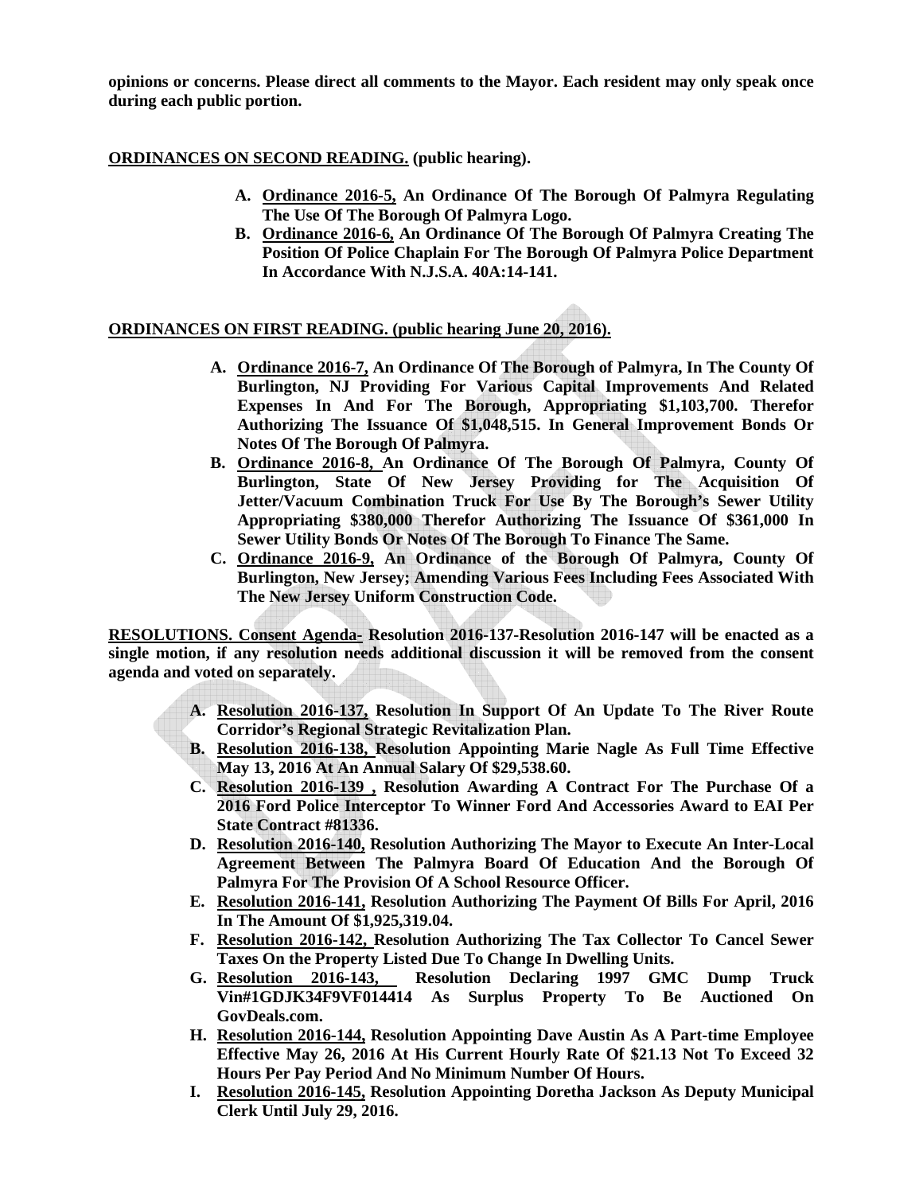**opinions or concerns. Please direct all comments to the Mayor. Each resident may only speak once during each public portion.**

**ORDINANCES ON SECOND READING. (public hearing).**

- **A. Ordinance 2016-5, An Ordinance Of The Borough Of Palmyra Regulating The Use Of The Borough Of Palmyra Logo.**
- **B. Ordinance 2016-6, An Ordinance Of The Borough Of Palmyra Creating The Position Of Police Chaplain For The Borough Of Palmyra Police Department In Accordance With N.J.S.A. 40A:14-141.**

**ORDINANCES ON FIRST READING. (public hearing June 20, 2016).**

- **A. Ordinance 2016-7, An Ordinance Of The Borough of Palmyra, In The County Of Burlington, NJ Providing For Various Capital Improvements And Related Expenses In And For The Borough, Appropriating $1,103,700. Therefor Authorizing The Issuance Of $1,048,515. In General Improvement Bonds Or Notes Of The Borough Of Palmyra.**
- **B. Ordinance 2016-8, An Ordinance Of The Borough Of Palmyra, County Of Burlington, State Of New Jersey Providing for The Acquisition Of Jetter/Vacuum Combination Truck For Use By The Borough's Sewer Utility Appropriating $380,000 Therefor Authorizing The Issuance Of $361,000 In Sewer Utility Bonds Or Notes Of The Borough To Finance The Same.**
- **C. Ordinance 2016-9, An Ordinance of the Borough Of Palmyra, County Of Burlington, New Jersey; Amending Various Fees Including Fees Associated With The New Jersey Uniform Construction Code.**

**RESOLUTIONS. Consent Agenda- Resolution 2016-137-Resolution 2016-147 will be enacted as a single motion, if any resolution needs additional discussion it will be removed from the consent agenda and voted on separately.**

- **A. Resolution 2016-137, Resolution In Support Of An Update To The River Route Corridor's Regional Strategic Revitalization Plan.**
- **B. Resolution 2016-138, Resolution Appointing Marie Nagle As Full Time Effective May 13, 2016 At An Annual Salary Of $29,538.60.**
- **C. Resolution 2016-139 , Resolution Awarding A Contract For The Purchase Of a 2016 Ford Police Interceptor To Winner Ford And Accessories Award to EAI Per State Contract #81336.**
- **D. Resolution 2016-140, Resolution Authorizing The Mayor to Execute An Inter-Local Agreement Between The Palmyra Board Of Education And the Borough Of Palmyra For The Provision Of A School Resource Officer.**
- **E. Resolution 2016-141, Resolution Authorizing The Payment Of Bills For April, 2016 In The Amount Of $1,925,319.04.**
- **F. Resolution 2016-142, Resolution Authorizing The Tax Collector To Cancel Sewer Taxes On the Property Listed Due To Change In Dwelling Units.**
- **G. Resolution 2016-143, Resolution Declaring 1997 GMC Dump Truck Vin#1GDJK34F9VF014414 As Surplus Property To Be Auctioned On GovDeals.com.**
- **H. Resolution 2016-144, Resolution Appointing Dave Austin As A Part-time Employee Effective May 26, 2016 At His Current Hourly Rate Of $21.13 Not To Exceed 32 Hours Per Pay Period And No Minimum Number Of Hours.**
- **I. Resolution 2016-145, Resolution Appointing Doretha Jackson As Deputy Municipal Clerk Until July 29, 2016.**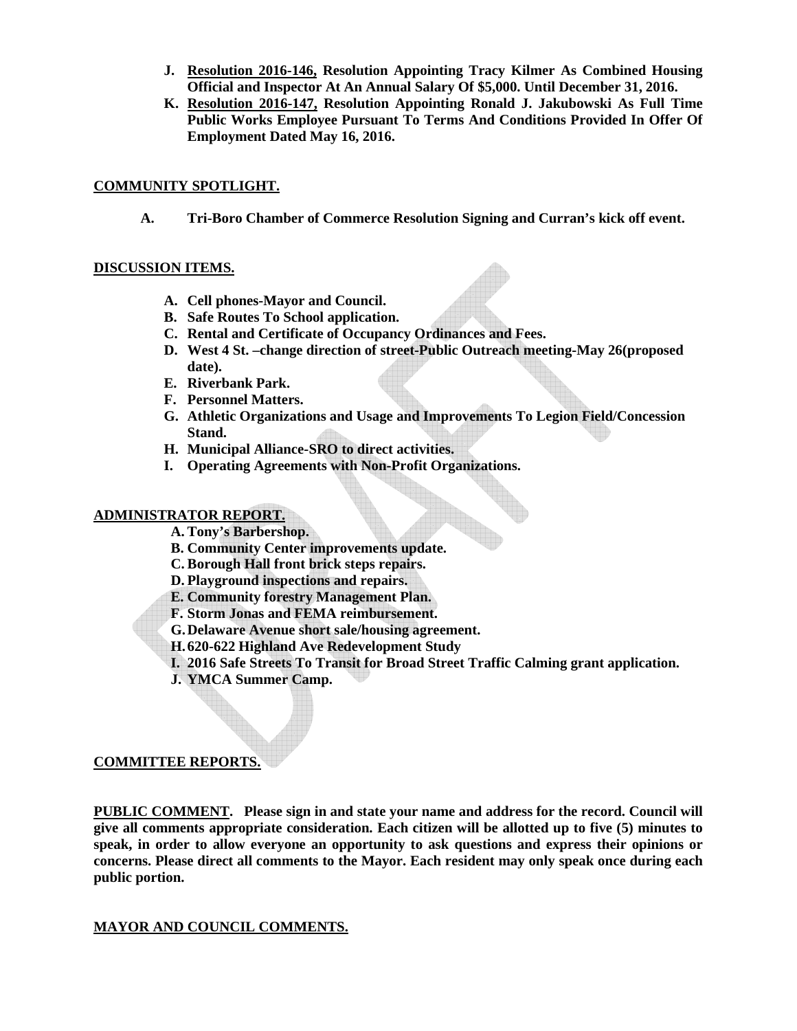J. **Resolution 2016-146, Resolution Appointing Tracy Kilmer As Combined Housing Official and Inspector At An Annual Salary Of $5,000. Until December 31, 2016.**

K. **Resolution 2016-147, Resolution Appointing Ronald J. Jakubowski As Full Time Public Works Employee Pursuant To Terms And Conditions Provided In Offer Of Employment Dated May 16, 2016.**

**COMMUNITY SPOTLIGHT.**

A. **Tri-Boro Chamber of Commerce Resolution Signing and Curran's kick off event.**

**DISCUSSION ITEMS.**

A. **Cell phones-Mayor and Council.**
B. **Safe Routes To School application.**
C. **Rental and Certificate of Occupancy Ordinances and Fees.**
D. **West 4 St. –change direction of street-Public Outreach meeting-May 26(proposed date).**
E. **Riverbank Park.**
F. **Personnel Matters.**
G. **Athletic Organizations and Usage and Improvements To Legion Field/Concession Stand.**
H. **Municipal Alliance-SRO to direct activities.**
I. **Operating Agreements with Non-Profit Organizations.**

**ADMINISTRATOR REPORT.**

A. **Tony's Barbershop.**
B. **Community Center improvements update.**
C. **Borough Hall front brick steps repairs.**
D. **Playground inspections and repairs.**
E. **Community forestry Management Plan.**
F. **Storm Jonas and FEMA reimbursement.**
G. **Delaware Avenue short sale/housing agreement.**
H. **620-622 Highland Ave Redevelopment Study**
I. **2016 Safe Streets To Transit for Broad Street Traffic Calming grant application.**
J. **YMCA Summer Camp.**

**COMMITTEE REPORTS.**

**PUBLIC COMMENT. Please sign in and state your name and address for the record. Council will give all comments appropriate consideration. Each citizen will be allotted up to five (5) minutes to speak, in order to allow everyone an opportunity to ask questions and express their opinions or concerns. Please direct all comments to the Mayor. Each resident may only speak once during each public portion.**

**MAYOR AND COUNCIL COMMENTS.**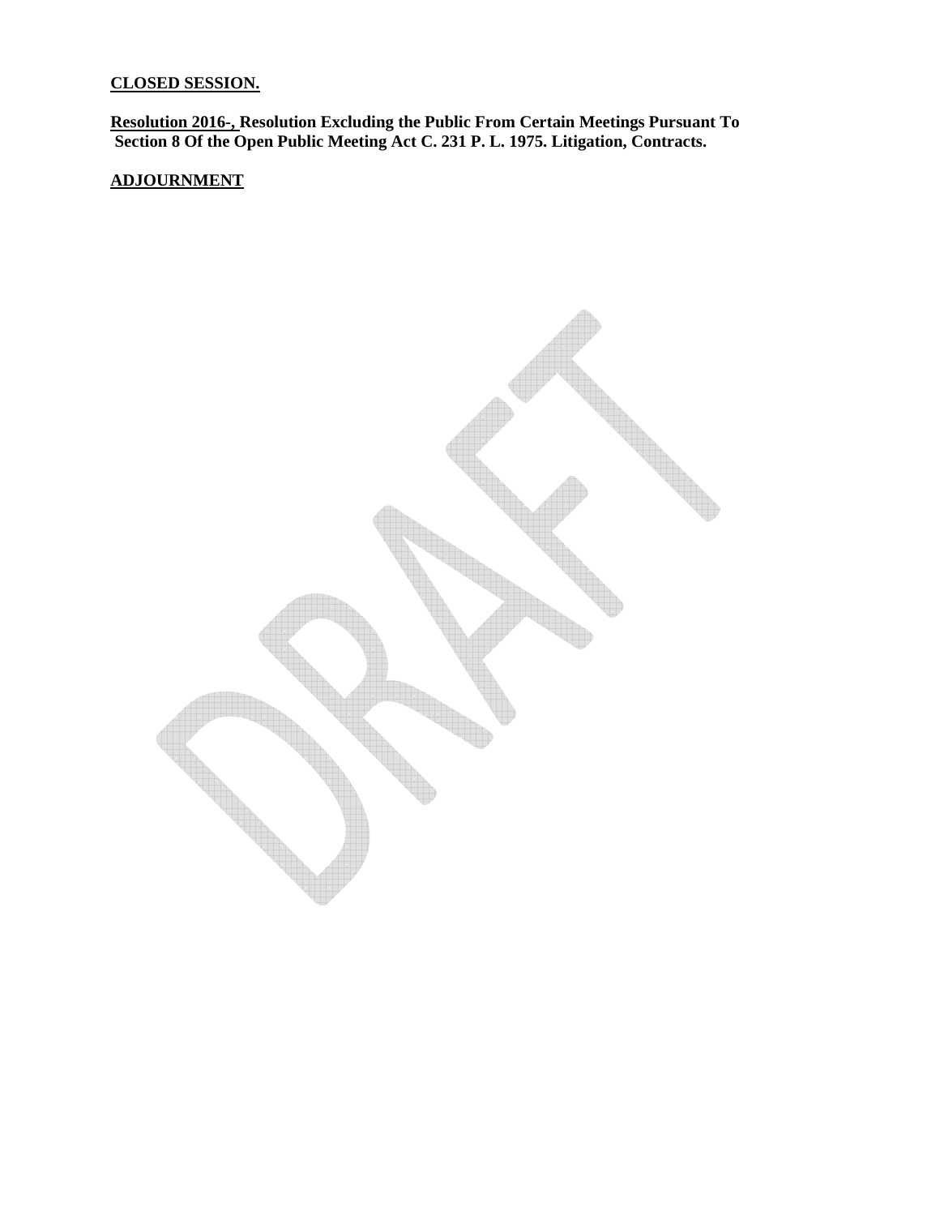**CLOSED SESSION.**

**Resolution 2016-, Resolution Excluding the Public From Certain Meetings Pursuant To Section 8 Of the Open Public Meeting Act C. 231 P. L. 1975. Litigation, Contracts.**

**ADJOURNMENT**